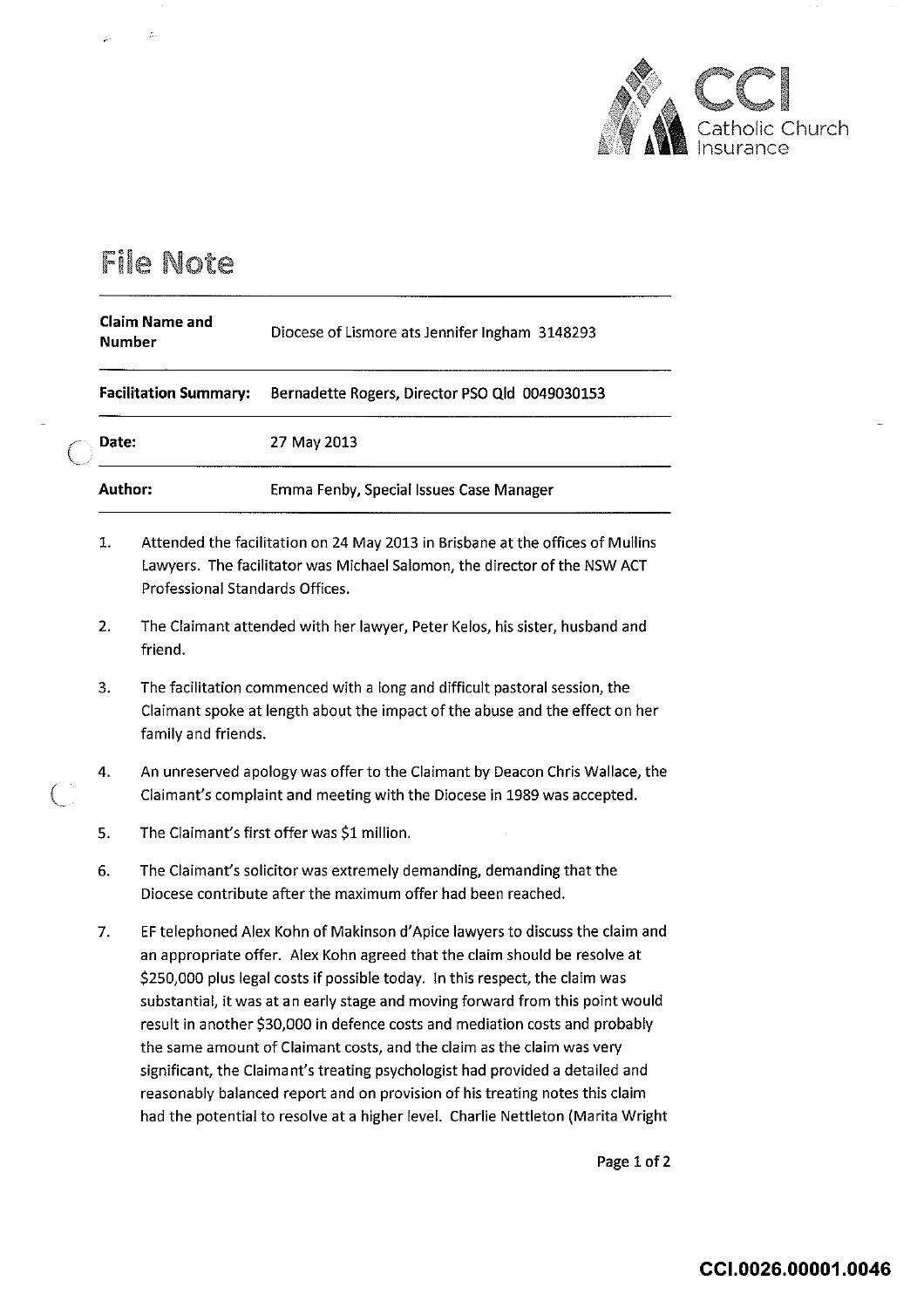# File Note

| | |
|---|---|
| **Claim Name and Number** | Diocese of Lismore ats Jennifer Ingham 3148293 |
| **Facilitation Summary:** | Bernadette Rogers, Director PSO Qld 0049030153 |
| **Date:** | 27 May 2013 |
| **Author:** | Emma Fenby, Special Issues Case Manager |

1. Attended the facilitation on 24 May 2013 in Brisbane at the offices of Mullins Lawyers. The facilitator was Michael Salomon, the director of the NSW ACT Professional Standards Offices.

2. The Claimant attended with her lawyer, Peter Kelos, his sister, husband and friend.

3. The facilitation commenced with a long and difficult pastoral session, the Claimant spoke at length about the impact of the abuse and the effect on her family and friends.

4. An unreserved apology was offer to the Claimant by Deacon Chris Wallace, the Claimant's complaint and meeting with the Diocese in 1989 was accepted.

5. The Claimant's first offer was $1 million.

6. The Claimant's solicitor was extremely demanding, demanding that the Diocese contribute after the maximum offer had been reached.

7. EF telephoned Alex Kohn of Makinson d'Apice lawyers to discuss the claim and an appropriate offer. Alex Kohn agreed that the claim should be resolve at $250,000 plus legal costs if possible today. In this respect, the claim was substantial, it was at an early stage and moving forward from this point would result in another $30,000 in defence costs and mediation costs and probably the same amount of Claimant costs, and the claim as the claim was very significant, the Claimant's treating psychologist had provided a detailed and reasonably balanced report and on provision of his treating notes this claim had the potential to resolve at a higher level. Charlie Nettleton (Marita Wright

CCI.0026.00001.0046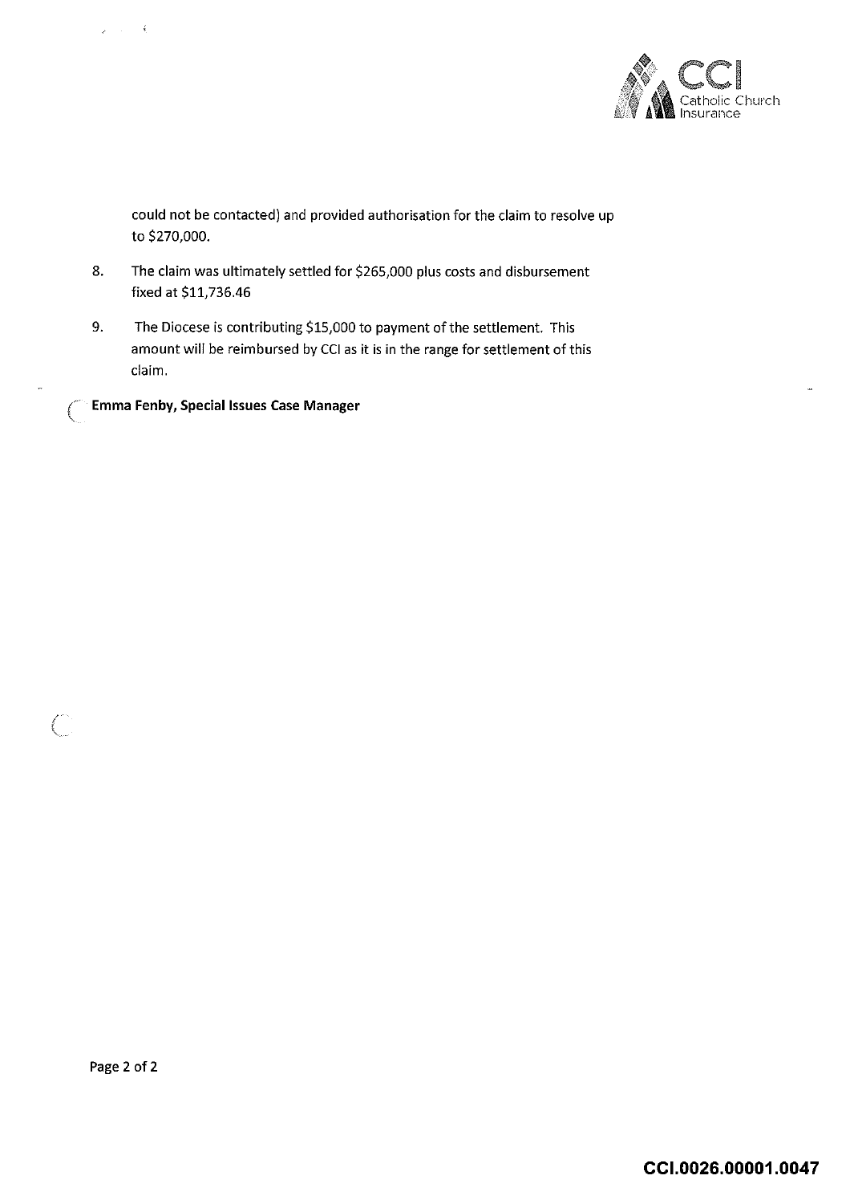could not be contacted) and provided authorisation for the claim to resolve up to $270,000.

8. The claim was ultimately settled for $265,000 plus costs and disbursement fixed at $11,736.46

9. The Diocese is contributing $15,000 to payment of the settlement. This amount will be reimbursed by CCI as it is in the range for settlement of this claim.

**Emma Fenby, Special Issues Case Manager**

CCI.0026.00001.0047